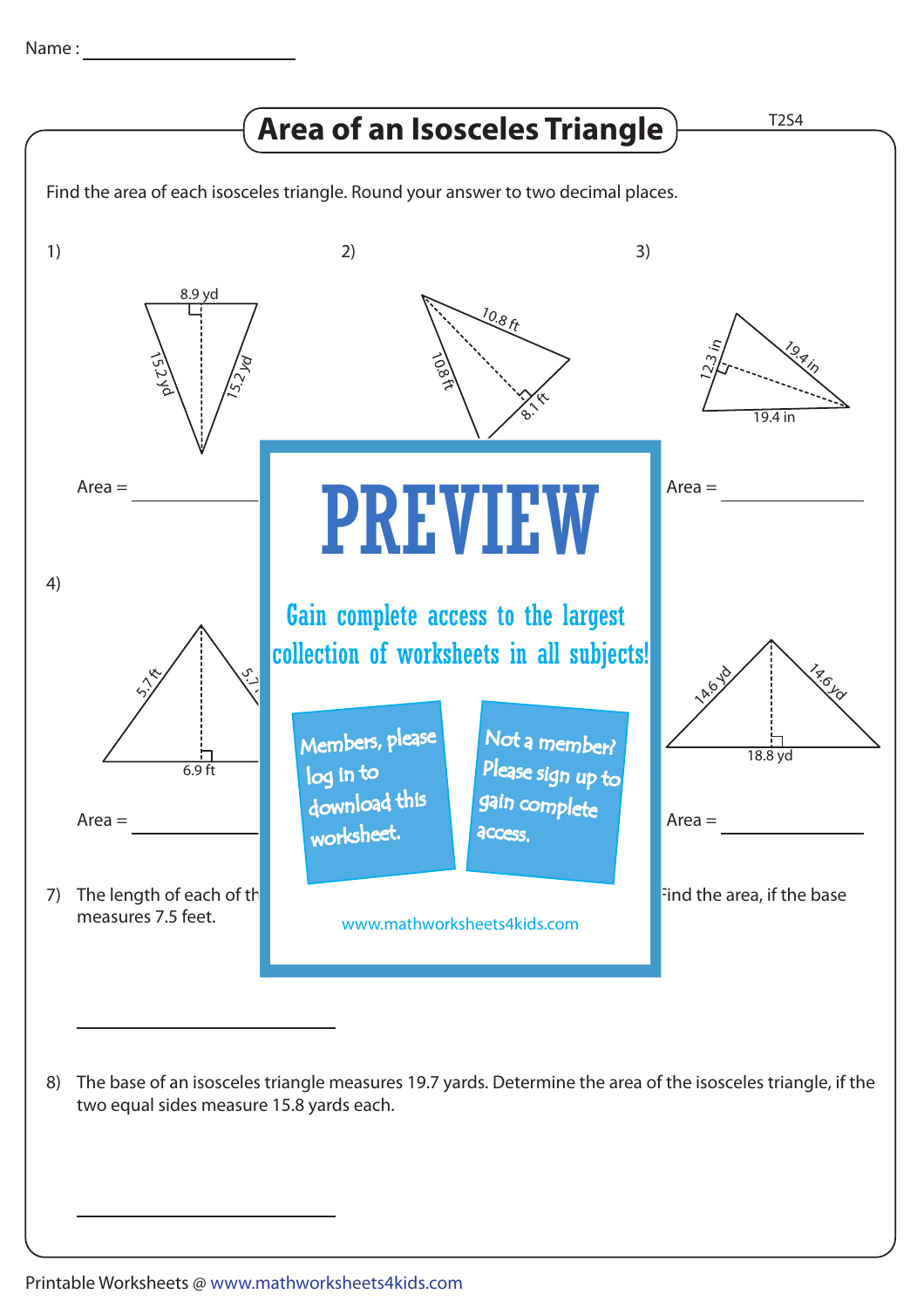Name :

# Area of an Isosceles Triangle

T2S4

Find the area of each isosceles triangle. Round your answer to two decimal places.

1)

8.9 yd

15.2 yd

15.2 yd

Area =

2)

10.8 ft

10.8 ft

8.1 ft

3)

12.3 in

19.4 in

19.4 in

Area =

4)

5.7 ft

5.7

6.9 ft

Area =

14.6 yd

14.6 yd

18.8 yd

Area =

PREVIEW

Gain complete access to the largest collection of worksheets in all subjects!

Members, please log in to download this worksheet.

Not a member? Please sign up to gain complete access.

www.mathworksheets4kids.com

7) The length of each of th ... ind the area, if the base measures 7.5 feet.

8) The base of an isosceles triangle measures 19.7 yards. Determine the area of the isosceles triangle, if the two equal sides measure 15.8 yards each.

Printable Worksheets @ www.mathworksheets4kids.com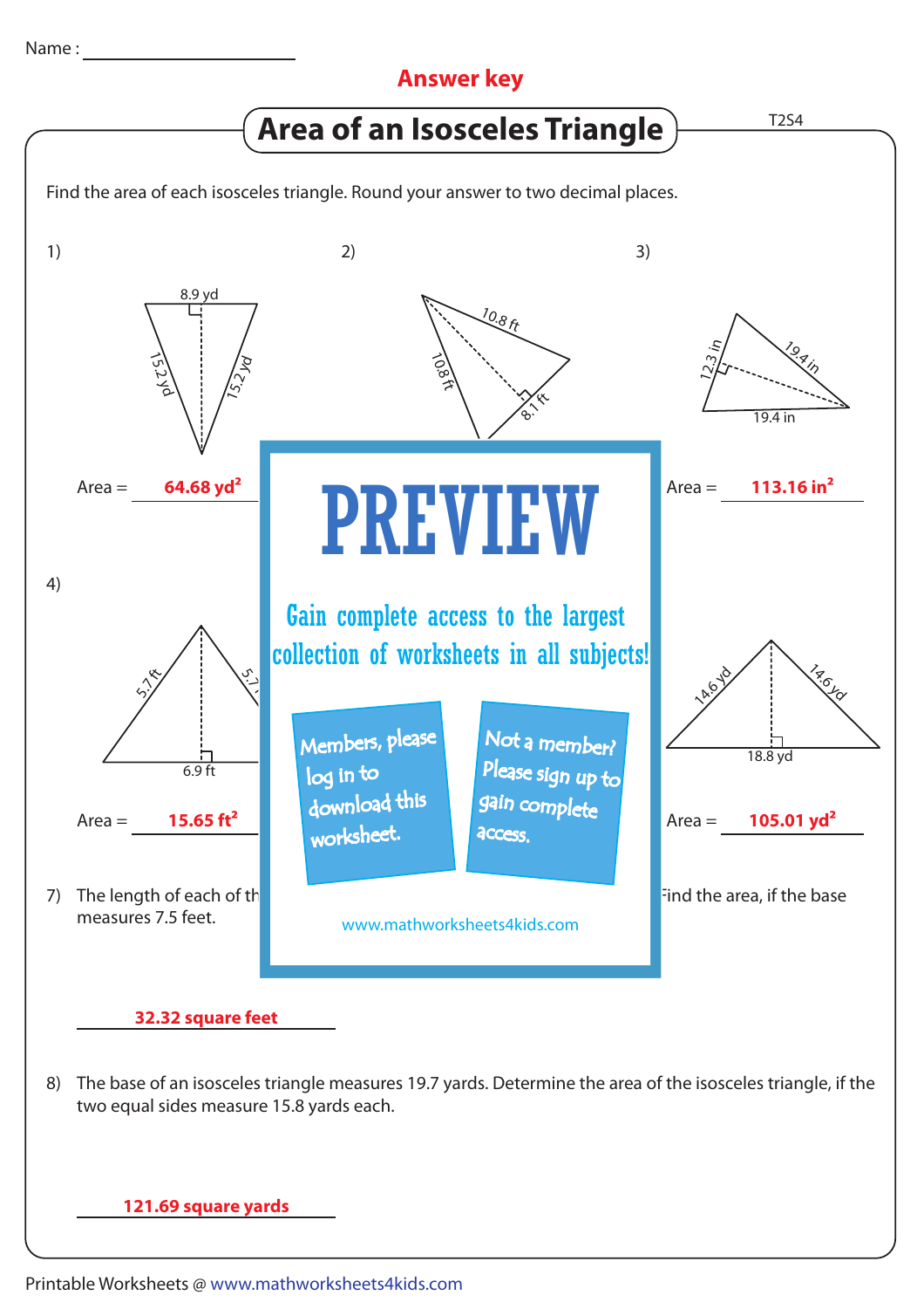Name :

**Answer key**

# Area of an Isosceles Triangle

T2S4

Find the area of each isosceles triangle. Round your answer to two decimal places.

1)

8.9 yd

15.2 yd

15.2 yd

Area = **64.68 yd²**

2)

10.8 ft

10.8 ft

8.1 ft

3)

12.3 in

19.4 in

19.4 in

Area = **113.16 in²**

4)

5.7 ft

5.7

6.9 ft

Area = **15.65 ft²**

14.6 yd

14.6 yd

18.8 yd

Area = **105.01 yd²**

# PREVIEW

Gain complete access to the largest collection of worksheets in all subjects!

Members, please log in to download this worksheet.

Not a member? Please sign up to gain complete access.

www.mathworksheets4kids.com

7) The length of each of th... measures 7.5 feet.

**32.32 square feet**

...ind the area, if the base

8) The base of an isosceles triangle measures 19.7 yards. Determine the area of the isosceles triangle, if the two equal sides measure 15.8 yards each.

**121.69 square yards**

Printable Worksheets @ www.mathworksheets4kids.com